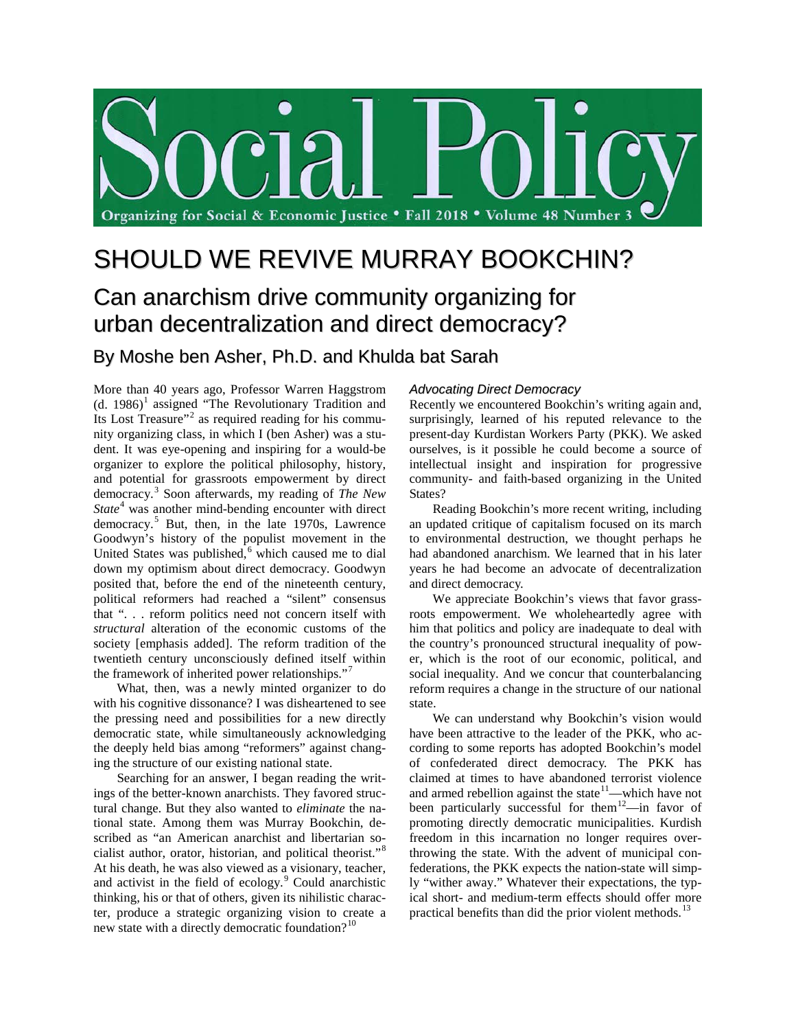# SHOULD WE REVIVE MURRAY BOOKCHIN?

## Can anarchism drive community organizing for urban decentralization and direct democracy?

### By Moshe ben Asher, Ph.D. and Khulda bat Sarah

More than 40 years ago, Professor Warren Haggstrom (d. 1986)[1] assigned "The Revolutionary Tradition and Its Lost Treasure"[2] as required reading for his community organizing class, in which I (ben Asher) was a student. It was eye-opening and inspiring for a would-be organizer to explore the political philosophy, history, and potential for grassroots empowerment by direct democracy.[3] Soon afterwards, my reading of *The New State*[4] was another mind-bending encounter with direct democracy.[5] But, then, in the late 1970s, Lawrence Goodwyn's history of the populist movement in the United States was published,[6] which caused me to dial down my optimism about direct democracy. Goodwyn posited that, before the end of the nineteenth century, political reformers had reached a "silent" consensus that ". . . reform politics need not concern itself with *structural* alteration of the economic customs of the society [emphasis added]. The reform tradition of the twentieth century unconsciously defined itself within the framework of inherited power relationships."[7]

What, then, was a newly minted organizer to do with his cognitive dissonance? I was disheartened to see the pressing need and possibilities for a new directly democratic state, while simultaneously acknowledging the deeply held bias among "reformers" against changing the structure of our existing national state.

Searching for an answer, I began reading the writings of the better-known anarchists. They favored structural change. But they also wanted to *eliminate* the national state. Among them was Murray Bookchin, described as "an American anarchist and libertarian socialist author, orator, historian, and political theorist."[8] At his death, he was also viewed as a visionary, teacher, and activist in the field of ecology.[9] Could anarchistic thinking, his or that of others, given its nihilistic character, produce a strategic organizing vision to create a new state with a directly democratic foundation?[10]

#### *Advocating Direct Democracy*

Recently we encountered Bookchin's writing again and, surprisingly, learned of his reputed relevance to the present-day Kurdistan Workers Party (PKK). We asked ourselves, is it possible he could become a source of intellectual insight and inspiration for progressive community- and faith-based organizing in the United States?

Reading Bookchin's more recent writing, including an updated critique of capitalism focused on its march to environmental destruction, we thought perhaps he had abandoned anarchism. We learned that in his later years he had become an advocate of decentralization and direct democracy.

We appreciate Bookchin's views that favor grassroots empowerment. We wholeheartedly agree with him that politics and policy are inadequate to deal with the country's pronounced structural inequality of power, which is the root of our economic, political, and social inequality. And we concur that counterbalancing reform requires a change in the structure of our national state.

We can understand why Bookchin's vision would have been attractive to the leader of the PKK, who according to some reports has adopted Bookchin's model of confederated direct democracy. The PKK has claimed at times to have abandoned terrorist violence and armed rebellion against the state[11]—which have not been particularly successful for them[12]—in favor of promoting directly democratic municipalities. Kurdish freedom in this incarnation no longer requires overthrowing the state. With the advent of municipal confederations, the PKK expects the nation-state will simply "wither away." Whatever their expectations, the typical short- and medium-term effects should offer more practical benefits than did the prior violent methods.[13]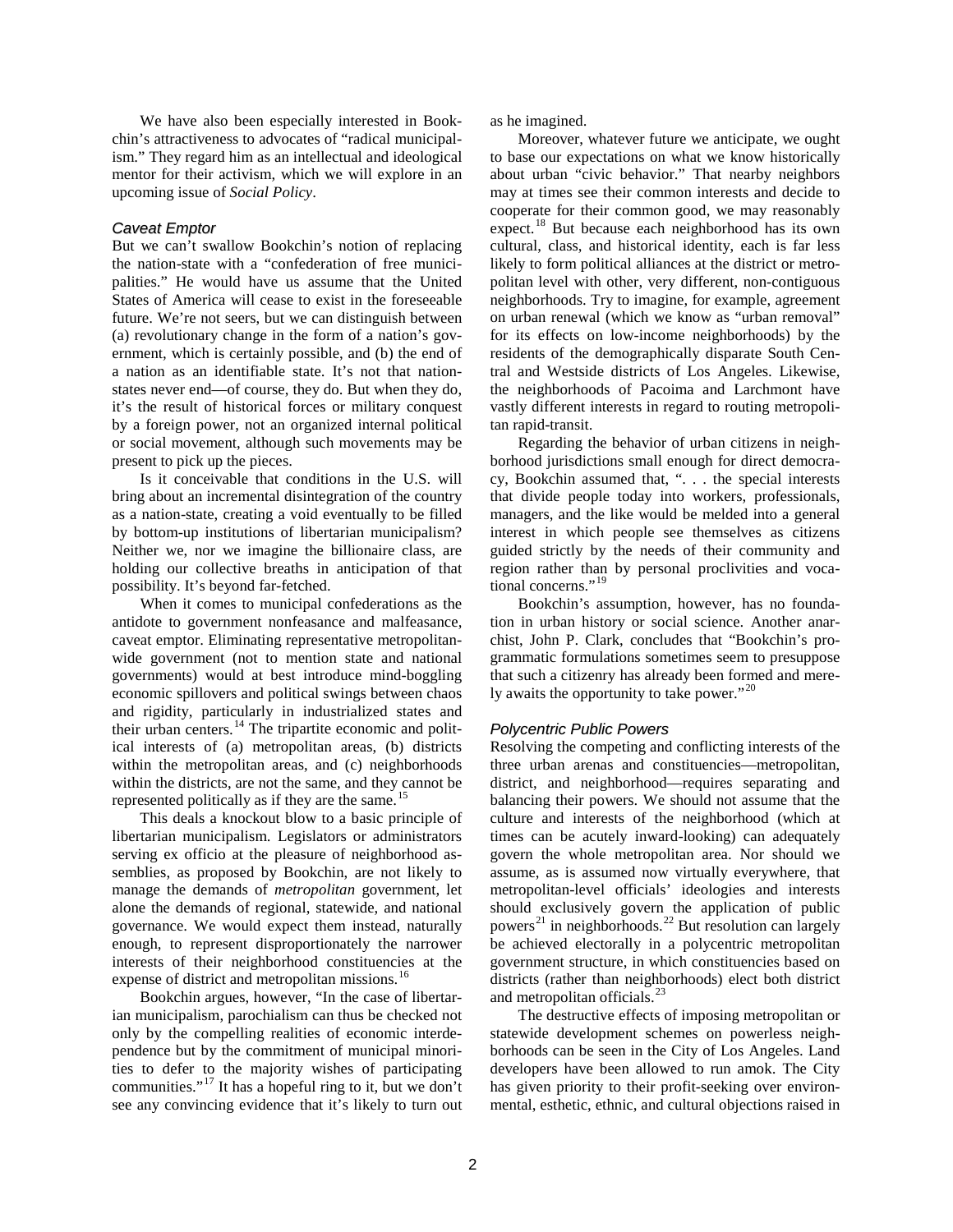We have also been especially interested in Bookchin's attractiveness to advocates of "radical municipalism." They regard him as an intellectual and ideological mentor for their activism, which we will explore in an upcoming issue of *Social Policy*.

### *Caveat Emptor*

But we can't swallow Bookchin's notion of replacing the nation-state with a "confederation of free municipalities." He would have us assume that the United States of America will cease to exist in the foreseeable future. We're not seers, but we can distinguish between (a) revolutionary change in the form of a nation's government, which is certainly possible, and (b) the end of a nation as an identifiable state. It's not that nation-states never end—of course, they do. But when they do, it's the result of historical forces or military conquest by a foreign power, not an organized internal political or social movement, although such movements may be present to pick up the pieces.

Is it conceivable that conditions in the U.S. will bring about an incremental disintegration of the country as a nation-state, creating a void eventually to be filled by bottom-up institutions of libertarian municipalism? Neither we, nor we imagine the billionaire class, are holding our collective breaths in anticipation of that possibility. It's beyond far-fetched.

When it comes to municipal confederations as the antidote to government nonfeasance and malfeasance, caveat emptor. Eliminating representative metropolitan-wide government (not to mention state and national governments) would at best introduce mind-boggling economic spillovers and political swings between chaos and rigidity, particularly in industrialized states and their urban centers.[14] The tripartite economic and political interests of (a) metropolitan areas, (b) districts within the metropolitan areas, and (c) neighborhoods within the districts, are not the same, and they cannot be represented politically as if they are the same.[15]

This deals a knockout blow to a basic principle of libertarian municipalism. Legislators or administrators serving ex officio at the pleasure of neighborhood assemblies, as proposed by Bookchin, are not likely to manage the demands of *metropolitan* government, let alone the demands of regional, statewide, and national governance. We would expect them instead, naturally enough, to represent disproportionately the narrower interests of their neighborhood constituencies at the expense of district and metropolitan missions.[16]

Bookchin argues, however, "In the case of libertarian municipalism, parochialism can thus be checked not only by the compelling realities of economic interdependence but by the commitment of municipal minorities to defer to the majority wishes of participating communities."[17] It has a hopeful ring to it, but we don't see any convincing evidence that it's likely to turn out as he imagined.

Moreover, whatever future we anticipate, we ought to base our expectations on what we know historically about urban "civic behavior." That nearby neighbors may at times see their common interests and decide to cooperate for their common good, we may reasonably expect.[18] But because each neighborhood has its own cultural, class, and historical identity, each is far less likely to form political alliances at the district or metropolitan level with other, very different, non-contiguous neighborhoods. Try to imagine, for example, agreement on urban renewal (which we know as "urban removal" for its effects on low-income neighborhoods) by the residents of the demographically disparate South Central and Westside districts of Los Angeles. Likewise, the neighborhoods of Pacoima and Larchmont have vastly different interests in regard to routing metropolitan rapid-transit.

Regarding the behavior of urban citizens in neighborhood jurisdictions small enough for direct democracy, Bookchin assumed that, ". . . the special interests that divide people today into workers, professionals, managers, and the like would be melded into a general interest in which people see themselves as citizens guided strictly by the needs of their community and region rather than by personal proclivities and vocational concerns."[19]

Bookchin's assumption, however, has no foundation in urban history or social science. Another anarchist, John P. Clark, concludes that "Bookchin's programmatic formulations sometimes seem to presuppose that such a citizenry has already been formed and merely awaits the opportunity to take power."[20]

### *Polycentric Public Powers*

Resolving the competing and conflicting interests of the three urban arenas and constituencies—metropolitan, district, and neighborhood—requires separating and balancing their powers. We should not assume that the culture and interests of the neighborhood (which at times can be acutely inward-looking) can adequately govern the whole metropolitan area. Nor should we assume, as is assumed now virtually everywhere, that metropolitan-level officials' ideologies and interests should exclusively govern the application of public powers[21] in neighborhoods.[22] But resolution can largely be achieved electorally in a polycentric metropolitan government structure, in which constituencies based on districts (rather than neighborhoods) elect both district and metropolitan officials.[23]

The destructive effects of imposing metropolitan or statewide development schemes on powerless neighborhoods can be seen in the City of Los Angeles. Land developers have been allowed to run amok. The City has given priority to their profit-seeking over environmental, esthetic, ethnic, and cultural objections raised in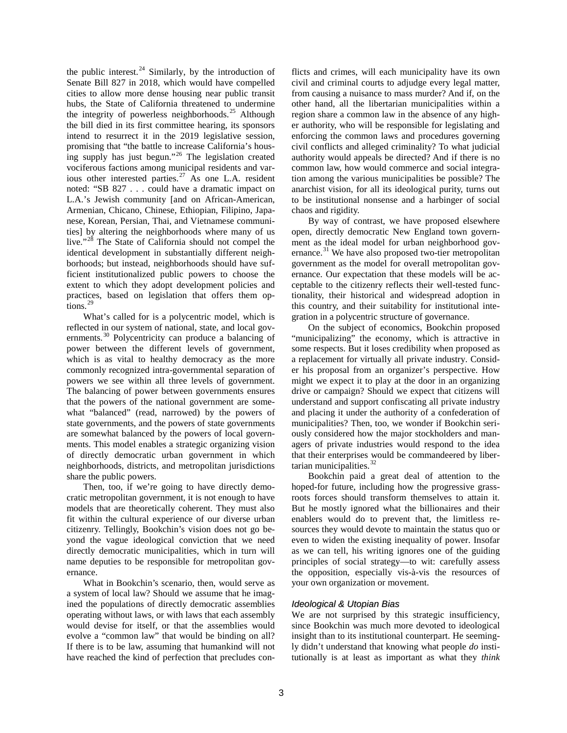the public interest.[24] Similarly, by the introduction of Senate Bill 827 in 2018, which would have compelled cities to allow more dense housing near public transit hubs, the State of California threatened to undermine the integrity of powerless neighborhoods.[25] Although the bill died in its first committee hearing, its sponsors intend to resurrect it in the 2019 legislative session, promising that "the battle to increase California's housing supply has just begun."[26] The legislation created vociferous factions among municipal residents and various other interested parties.[27] As one L.A. resident noted: "SB 827 . . . could have a dramatic impact on L.A.'s Jewish community [and on African-American, Armenian, Chicano, Chinese, Ethiopian, Filipino, Japanese, Korean, Persian, Thai, and Vietnamese communities] by altering the neighborhoods where many of us live."[28] The State of California should not compel the identical development in substantially different neighborhoods; but instead, neighborhoods should have sufficient institutionalized public powers to choose the extent to which they adopt development policies and practices, based on legislation that offers them options.[29]

What's called for is a polycentric model, which is reflected in our system of national, state, and local governments.[30] Polycentricity can produce a balancing of power between the different levels of government, which is as vital to healthy democracy as the more commonly recognized intra-governmental separation of powers we see within all three levels of government. The balancing of power between governments ensures that the powers of the national government are somewhat "balanced" (read, narrowed) by the powers of state governments, and the powers of state governments are somewhat balanced by the powers of local governments. This model enables a strategic organizing vision of directly democratic urban government in which neighborhoods, districts, and metropolitan jurisdictions share the public powers.

Then, too, if we're going to have directly democratic metropolitan government, it is not enough to have models that are theoretically coherent. They must also fit within the cultural experience of our diverse urban citizenry. Tellingly, Bookchin's vision does not go beyond the vague ideological conviction that we need directly democratic municipalities, which in turn will name deputies to be responsible for metropolitan governance.

What in Bookchin's scenario, then, would serve as a system of local law? Should we assume that he imagined the populations of directly democratic assemblies operating without laws, or with laws that each assembly would devise for itself, or that the assemblies would evolve a "common law" that would be binding on all? If there is to be law, assuming that humankind will not have reached the kind of perfection that precludes conflicts and crimes, will each municipality have its own civil and criminal courts to adjudge every legal matter, from causing a nuisance to mass murder? And if, on the other hand, all the libertarian municipalities within a region share a common law in the absence of any higher authority, who will be responsible for legislating and enforcing the common laws and procedures governing civil conflicts and alleged criminality? To what judicial authority would appeals be directed? And if there is no common law, how would commerce and social integration among the various municipalities be possible? The anarchist vision, for all its ideological purity, turns out to be institutional nonsense and a harbinger of social chaos and rigidity.

By way of contrast, we have proposed elsewhere open, directly democratic New England town government as the ideal model for urban neighborhood governance.[31] We have also proposed two-tier metropolitan government as the model for overall metropolitan governance. Our expectation that these models will be acceptable to the citizenry reflects their well-tested functionality, their historical and widespread adoption in this country, and their suitability for institutional integration in a polycentric structure of governance.

On the subject of economics, Bookchin proposed "municipalizing" the economy, which is attractive in some respects. But it loses credibility when proposed as a replacement for virtually all private industry. Consider his proposal from an organizer's perspective. How might we expect it to play at the door in an organizing drive or campaign? Should we expect that citizens will understand and support confiscating all private industry and placing it under the authority of a confederation of municipalities? Then, too, we wonder if Bookchin seriously considered how the major stockholders and managers of private industries would respond to the idea that their enterprises would be commandeered by libertarian municipalities.[32]

Bookchin paid a great deal of attention to the hoped-for future, including how the progressive grassroots forces should transform themselves to attain it. But he mostly ignored what the billionaires and their enablers would do to prevent that, the limitless resources they would devote to maintain the status quo or even to widen the existing inequality of power. Insofar as we can tell, his writing ignores one of the guiding principles of social strategy—to wit: carefully assess the opposition, especially vis-à-vis the resources of your own organization or movement.

### *Ideological & Utopian Bias*

We are not surprised by this strategic insufficiency, since Bookchin was much more devoted to ideological insight than to its institutional counterpart. He seemingly didn't understand that knowing what people *do* institutionally is at least as important as what they *think*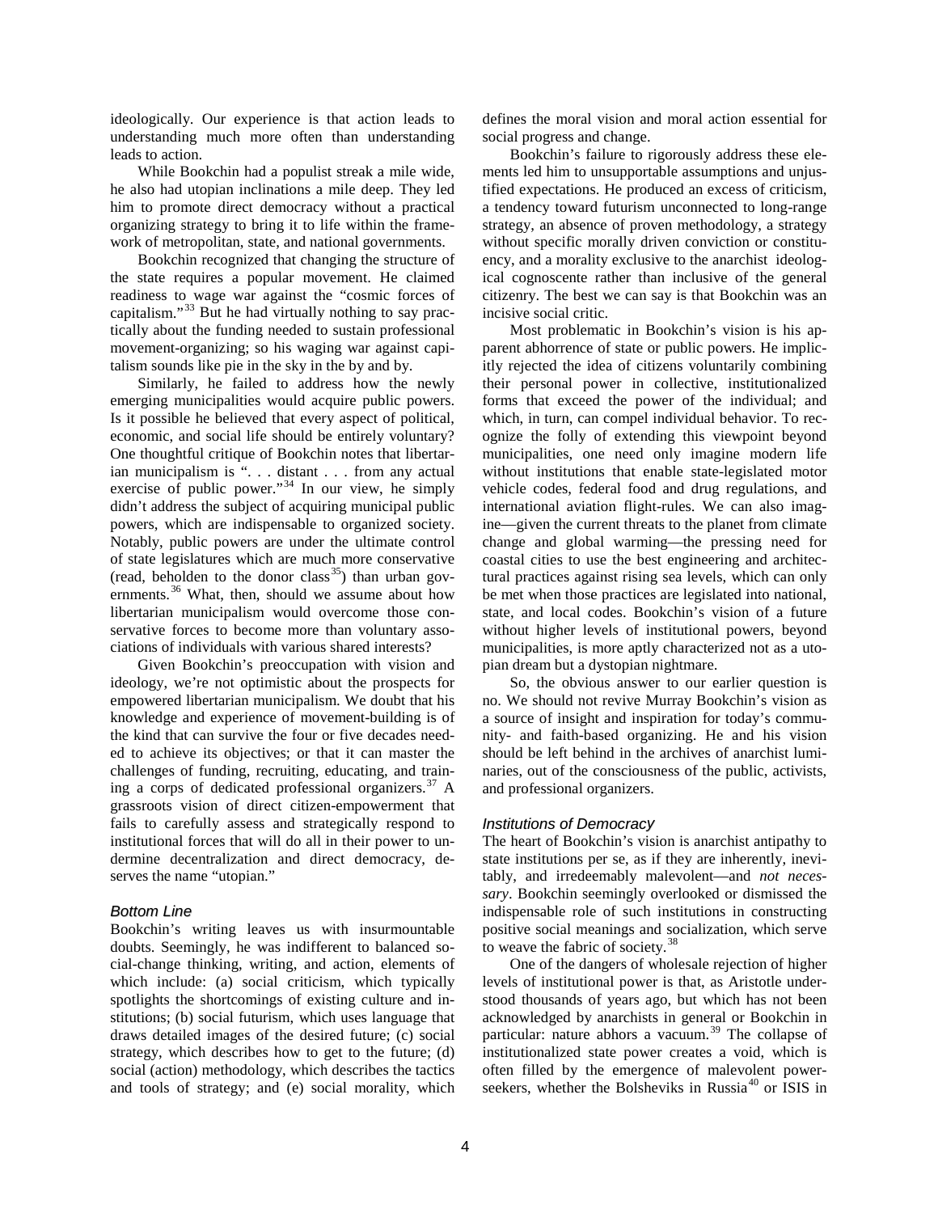ideologically. Our experience is that action leads to understanding much more often than understanding leads to action.

While Bookchin had a populist streak a mile wide, he also had utopian inclinations a mile deep. They led him to promote direct democracy without a practical organizing strategy to bring it to life within the framework of metropolitan, state, and national governments.

Bookchin recognized that changing the structure of the state requires a popular movement. He claimed readiness to wage war against the "cosmic forces of capitalism."[33] But he had virtually nothing to say practically about the funding needed to sustain professional movement-organizing; so his waging war against capitalism sounds like pie in the sky in the by and by.

Similarly, he failed to address how the newly emerging municipalities would acquire public powers. Is it possible he believed that every aspect of political, economic, and social life should be entirely voluntary? One thoughtful critique of Bookchin notes that libertarian municipalism is ". . . distant . . . from any actual exercise of public power."[34] In our view, he simply didn't address the subject of acquiring municipal public powers, which are indispensable to organized society. Notably, public powers are under the ultimate control of state legislatures which are much more conservative (read, beholden to the donor class[35]) than urban governments.[36] What, then, should we assume about how libertarian municipalism would overcome those conservative forces to become more than voluntary associations of individuals with various shared interests?

Given Bookchin's preoccupation with vision and ideology, we're not optimistic about the prospects for empowered libertarian municipalism. We doubt that his knowledge and experience of movement-building is of the kind that can survive the four or five decades needed to achieve its objectives; or that it can master the challenges of funding, recruiting, educating, and training a corps of dedicated professional organizers.[37] A grassroots vision of direct citizen-empowerment that fails to carefully assess and strategically respond to institutional forces that will do all in their power to undermine decentralization and direct democracy, deserves the name "utopian."

### *Bottom Line*

Bookchin's writing leaves us with insurmountable doubts. Seemingly, he was indifferent to balanced social-change thinking, writing, and action, elements of which include: (a) social criticism, which typically spotlights the shortcomings of existing culture and institutions; (b) social futurism, which uses language that draws detailed images of the desired future; (c) social strategy, which describes how to get to the future; (d) social (action) methodology, which describes the tactics and tools of strategy; and (e) social morality, which defines the moral vision and moral action essential for social progress and change.

Bookchin's failure to rigorously address these elements led him to unsupportable assumptions and unjustified expectations. He produced an excess of criticism, a tendency toward futurism unconnected to long-range strategy, an absence of proven methodology, a strategy without specific morally driven conviction or constituency, and a morality exclusive to the anarchist ideological cognoscente rather than inclusive of the general citizenry. The best we can say is that Bookchin was an incisive social critic.

Most problematic in Bookchin's vision is his apparent abhorrence of state or public powers. He implicitly rejected the idea of citizens voluntarily combining their personal power in collective, institutionalized forms that exceed the power of the individual; and which, in turn, can compel individual behavior. To recognize the folly of extending this viewpoint beyond municipalities, one need only imagine modern life without institutions that enable state-legislated motor vehicle codes, federal food and drug regulations, and international aviation flight-rules. We can also imagine—given the current threats to the planet from climate change and global warming—the pressing need for coastal cities to use the best engineering and architectural practices against rising sea levels, which can only be met when those practices are legislated into national, state, and local codes. Bookchin's vision of a future without higher levels of institutional powers, beyond municipalities, is more aptly characterized not as a utopian dream but a dystopian nightmare.

So, the obvious answer to our earlier question is no. We should not revive Murray Bookchin's vision as a source of insight and inspiration for today's community- and faith-based organizing. He and his vision should be left behind in the archives of anarchist luminaries, out of the consciousness of the public, activists, and professional organizers.

### *Institutions of Democracy*

The heart of Bookchin's vision is anarchist antipathy to state institutions per se, as if they are inherently, inevitably, and irredeemably malevolent—and *not necessary*. Bookchin seemingly overlooked or dismissed the indispensable role of such institutions in constructing positive social meanings and socialization, which serve to weave the fabric of society.[38]

One of the dangers of wholesale rejection of higher levels of institutional power is that, as Aristotle understood thousands of years ago, but which has not been acknowledged by anarchists in general or Bookchin in particular: nature abhors a vacuum.[39] The collapse of institutionalized state power creates a void, which is often filled by the emergence of malevolent power-seekers, whether the Bolsheviks in Russia[40] or ISIS in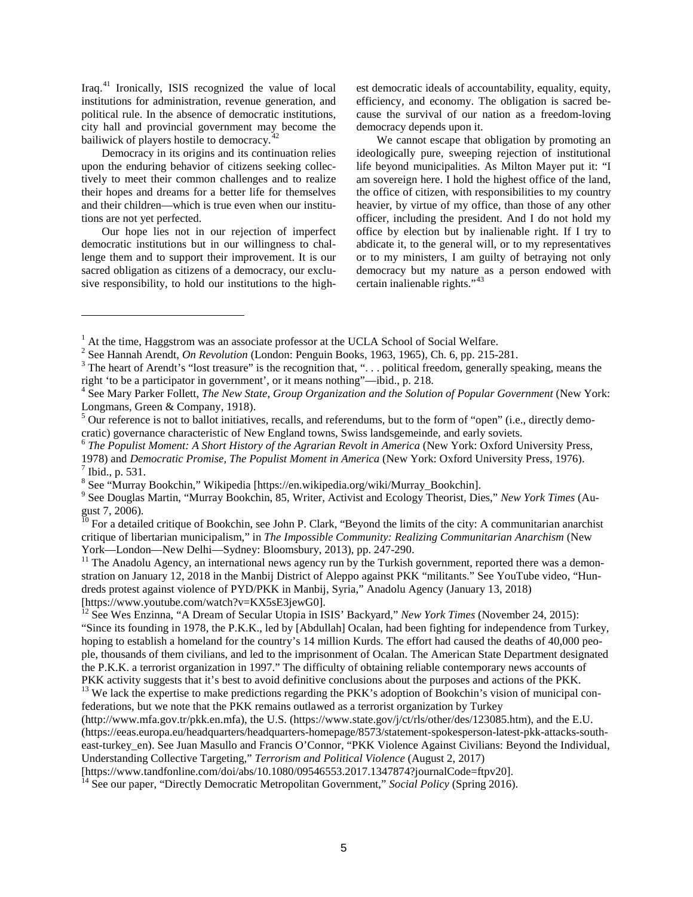Iraq.[41] Ironically, ISIS recognized the value of local institutions for administration, revenue generation, and political rule. In the absence of democratic institutions, city hall and provincial government may become the bailiwick of players hostile to democracy.[42]

Democracy in its origins and its continuation relies upon the enduring behavior of citizens seeking collectively to meet their common challenges and to realize their hopes and dreams for a better life for themselves and their children—which is true even when our institutions are not yet perfected.

Our hope lies not in our rejection of imperfect democratic institutions but in our willingness to challenge them and to support their improvement. It is our sacred obligation as citizens of a democracy, our exclusive responsibility, to hold our institutions to the highest democratic ideals of accountability, equality, equity, efficiency, and economy. The obligation is sacred because the survival of our nation as a freedom-loving democracy depends upon it.

We cannot escape that obligation by promoting an ideologically pure, sweeping rejection of institutional life beyond municipalities. As Milton Mayer put it: "I am sovereign here. I hold the highest office of the land, the office of citizen, with responsibilities to my country heavier, by virtue of my office, than those of any other officer, including the president. And I do not hold my office by election but by inalienable right. If I try to abdicate it, to the general will, or to my representatives or to my ministers, I am guilty of betraying not only democracy but my nature as a person endowed with certain inalienable rights."[43]

---

[1] At the time, Haggstrom was an associate professor at the UCLA School of Social Welfare.

[2] See Hannah Arendt, *On Revolution* (London: Penguin Books, 1963, 1965), Ch. 6, pp. 215-281.

[3] The heart of Arendt's "lost treasure" is the recognition that, ". . . political freedom, generally speaking, means the right 'to be a participator in government', or it means nothing"—ibid., p. 218.

[4] See Mary Parker Follett, *The New State, Group Organization and the Solution of Popular Government* (New York: Longmans, Green & Company, 1918).

[5] Our reference is not to ballot initiatives, recalls, and referendums, but to the form of "open" (i.e., directly democratic) governance characteristic of New England towns, Swiss landsgemeinde, and early soviets.

[6] *The Populist Moment: A Short History of the Agrarian Revolt in America* (New York: Oxford University Press, 1978) and *Democratic Promise, The Populist Moment in America* (New York: Oxford University Press, 1976).

[7] Ibid., p. 531.

[8] See "Murray Bookchin," Wikipedia [https://en.wikipedia.org/wiki/Murray_Bookchin].

[9] See Douglas Martin, "Murray Bookchin, 85, Writer, Activist and Ecology Theorist, Dies," *New York Times* (August 7, 2006).

[10] For a detailed critique of Bookchin, see John P. Clark, "Beyond the limits of the city: A communitarian anarchist critique of libertarian municipalism," in *The Impossible Community: Realizing Communitarian Anarchism* (New York—London—New Delhi—Sydney: Bloomsbury, 2013), pp. 247-290.

[11] The Anadolu Agency, an international news agency run by the Turkish government, reported there was a demonstration on January 12, 2018 in the Manbij District of Aleppo against PKK "militants." See YouTube video, "Hundreds protest against violence of PYD/PKK in Manbij, Syria," Anadolu Agency (January 13, 2018) [https://www.youtube.com/watch?v=KX5sE3jewG0].

[12] See Wes Enzinna, "A Dream of Secular Utopia in ISIS' Backyard," *New York Times* (November 24, 2015): "Since its founding in 1978, the P.K.K., led by [Abdullah] Ocalan, had been fighting for independence from Turkey, hoping to establish a homeland for the country's 14 million Kurds. The effort had caused the deaths of 40,000 people, thousands of them civilians, and led to the imprisonment of Ocalan. The American State Department designated the P.K.K. a terrorist organization in 1997." The difficulty of obtaining reliable contemporary news accounts of PKK activity suggests that it's best to avoid definitive conclusions about the purposes and actions of the PKK.

[13] We lack the expertise to make predictions regarding the PKK's adoption of Bookchin's vision of municipal confederations, but we note that the PKK remains outlawed as a terrorist organization by Turkey (http://www.mfa.gov.tr/pkk.en.mfa), the U.S. (https://www.state.gov/j/ct/rls/other/des/123085.htm), and the E.U. (https://eeas.europa.eu/headquarters/headquarters-homepage/8573/statement-spokesperson-latest-pkk-attacks-south-east-turkey_en). See Juan Masullo and Francis O'Connor, "PKK Violence Against Civilians: Beyond the Individual, Understanding Collective Targeting," *Terrorism and Political Violence* (August 2, 2017) [https://www.tandfonline.com/doi/abs/10.1080/09546553.2017.1347874?journalCode=ftpv20].

[14] See our paper, "Directly Democratic Metropolitan Government," *Social Policy* (Spring 2016).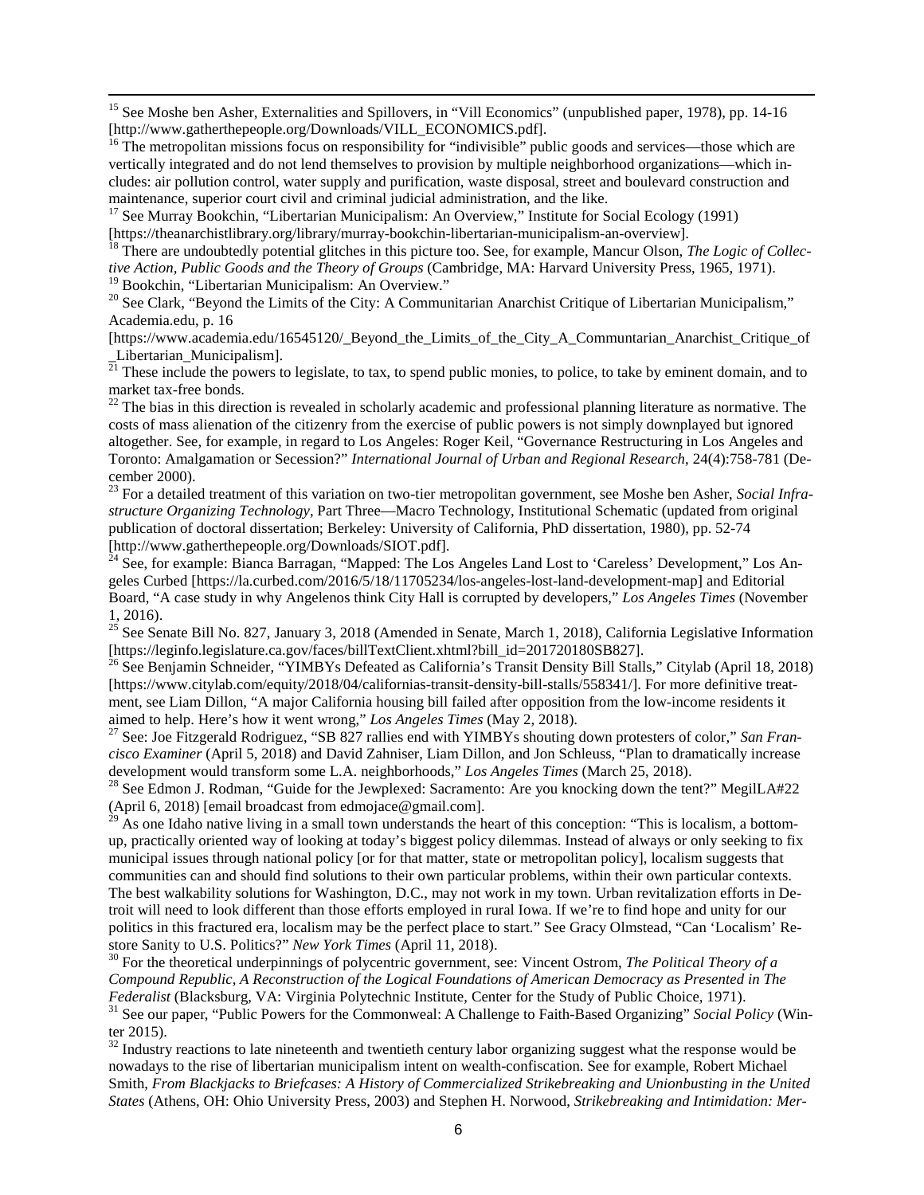[15] See Moshe ben Asher, Externalities and Spillovers, in "Vill Economics" (unpublished paper, 1978), pp. 14-16 [http://www.gatherthepeople.org/Downloads/VILL_ECONOMICS.pdf].

[16] The metropolitan missions focus on responsibility for "indivisible" public goods and services—those which are vertically integrated and do not lend themselves to provision by multiple neighborhood organizations—which includes: air pollution control, water supply and purification, waste disposal, street and boulevard construction and maintenance, superior court civil and criminal judicial administration, and the like.

[17] See Murray Bookchin, "Libertarian Municipalism: An Overview," Institute for Social Ecology (1991) [https://theanarchistlibrary.org/library/murray-bookchin-libertarian-municipalism-an-overview].

[18] There are undoubtedly potential glitches in this picture too. See, for example, Mancur Olson, *The Logic of Collective Action, Public Goods and the Theory of Groups* (Cambridge, MA: Harvard University Press, 1965, 1971).

[19] Bookchin, "Libertarian Municipalism: An Overview."

[20] See Clark, "Beyond the Limits of the City: A Communitarian Anarchist Critique of Libertarian Municipalism," Academia.edu, p. 16 [https://www.academia.edu/16545120/_Beyond_the_Limits_of_the_City_A_Communtarian_Anarchist_Critique_of_Libertarian_Municipalism].

[21] These include the powers to legislate, to tax, to spend public monies, to police, to take by eminent domain, and to market tax-free bonds.

[22] The bias in this direction is revealed in scholarly academic and professional planning literature as normative. The costs of mass alienation of the citizenry from the exercise of public powers is not simply downplayed but ignored altogether. See, for example, in regard to Los Angeles: Roger Keil, "Governance Restructuring in Los Angeles and Toronto: Amalgamation or Secession?" *International Journal of Urban and Regional Research*, 24(4):758-781 (December 2000).

[23] For a detailed treatment of this variation on two-tier metropolitan government, see Moshe ben Asher, *Social Infrastructure Organizing Technology*, Part Three—Macro Technology, Institutional Schematic (updated from original publication of doctoral dissertation; Berkeley: University of California, PhD dissertation, 1980), pp. 52-74 [http://www.gatherthepeople.org/Downloads/SIOT.pdf].

[24] See, for example: Bianca Barragan, "Mapped: The Los Angeles Land Lost to 'Careless' Development," Los Angeles Curbed [https://la.curbed.com/2016/5/18/11705234/los-angeles-lost-land-development-map] and Editorial Board, "A case study in why Angelenos think City Hall is corrupted by developers," *Los Angeles Times* (November 1, 2016).

[25] See Senate Bill No. 827, January 3, 2018 (Amended in Senate, March 1, 2018), California Legislative Information [https://leginfo.legislature.ca.gov/faces/billTextClient.xhtml?bill_id=201720180SB827].

[26] See Benjamin Schneider, "YIMBYs Defeated as California's Transit Density Bill Stalls," Citylab (April 18, 2018) [https://www.citylab.com/equity/2018/04/californias-transit-density-bill-stalls/558341/]. For more definitive treatment, see Liam Dillon, "A major California housing bill failed after opposition from the low-income residents it aimed to help. Here's how it went wrong," *Los Angeles Times* (May 2, 2018).

[27] See: Joe Fitzgerald Rodriguez, "SB 827 rallies end with YIMBYs shouting down protesters of color," *San Francisco Examiner* (April 5, 2018) and David Zahniser, Liam Dillon, and Jon Schleuss, "Plan to dramatically increase development would transform some L.A. neighborhoods," *Los Angeles Times* (March 25, 2018).

[28] See Edmon J. Rodman, "Guide for the Jewplexed: Sacramento: Are you knocking down the tent?" MegilLA#22 (April 6, 2018) [email broadcast from edmojace@gmail.com].

[29] As one Idaho native living in a small town understands the heart of this conception: "This is localism, a bottom-up, practically oriented way of looking at today's biggest policy dilemmas. Instead of always or only seeking to fix municipal issues through national policy [or for that matter, state or metropolitan policy], localism suggests that communities can and should find solutions to their own particular problems, within their own particular contexts. The best walkability solutions for Washington, D.C., may not work in my town. Urban revitalization efforts in Detroit will need to look different than those efforts employed in rural Iowa. If we're to find hope and unity for our politics in this fractured era, localism may be the perfect place to start." See Gracy Olmstead, "Can 'Localism' Restore Sanity to U.S. Politics?" *New York Times* (April 11, 2018).

[30] For the theoretical underpinnings of polycentric government, see: Vincent Ostrom, *The Political Theory of a Compound Republic, A Reconstruction of the Logical Foundations of American Democracy as Presented in The Federalist* (Blacksburg, VA: Virginia Polytechnic Institute, Center for the Study of Public Choice, 1971).

[31] See our paper, "Public Powers for the Commonweal: A Challenge to Faith-Based Organizing" *Social Policy* (Winter 2015).

[32] Industry reactions to late nineteenth and twentieth century labor organizing suggest what the response would be nowadays to the rise of libertarian municipalism intent on wealth-confiscation. See for example, Robert Michael Smith, *From Blackjacks to Briefcases: A History of Commercialized Strikebreaking and Unionbusting in the United States* (Athens, OH: Ohio University Press, 2003) and Stephen H. Norwood, *Strikebreaking and Intimidation: Mer-*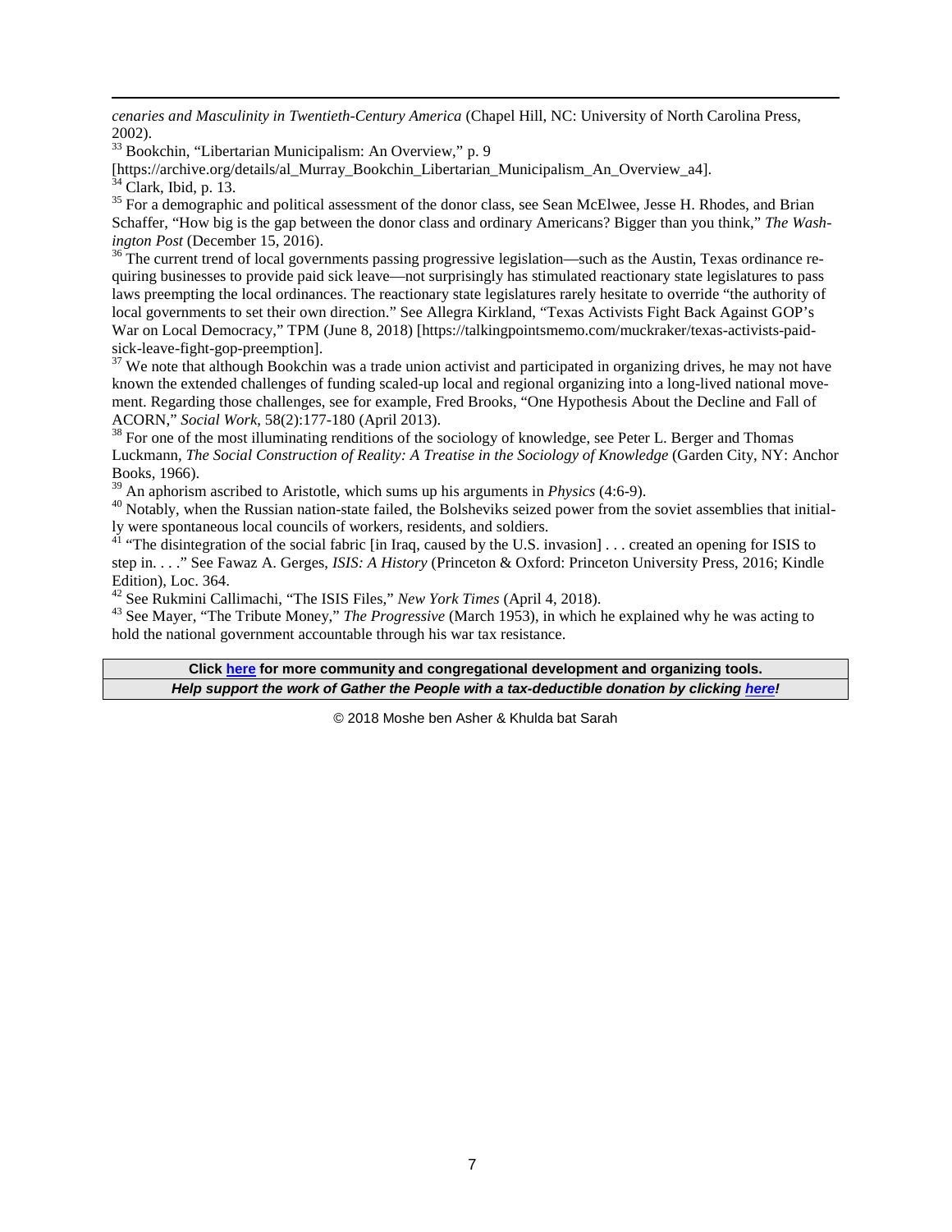*cenaries and Masculinity in Twentieth-Century America* (Chapel Hill, NC: University of North Carolina Press, 2002).

[33] Bookchin, "Libertarian Municipalism: An Overview," p. 9 [https://archive.org/details/al_Murray_Bookchin_Libertarian_Municipalism_An_Overview_a4].

[34] Clark, Ibid, p. 13.

[35] For a demographic and political assessment of the donor class, see Sean McElwee, Jesse H. Rhodes, and Brian Schaffer, "How big is the gap between the donor class and ordinary Americans? Bigger than you think," *The Washington Post* (December 15, 2016).

[36] The current trend of local governments passing progressive legislation—such as the Austin, Texas ordinance requiring businesses to provide paid sick leave—not surprisingly has stimulated reactionary state legislatures to pass laws preempting the local ordinances. The reactionary state legislatures rarely hesitate to override "the authority of local governments to set their own direction." See Allegra Kirkland, "Texas Activists Fight Back Against GOP's War on Local Democracy," TPM (June 8, 2018) [https://talkingpointsmemo.com/muckraker/texas-activists-paid-sick-leave-fight-gop-preemption].

[37] We note that although Bookchin was a trade union activist and participated in organizing drives, he may not have known the extended challenges of funding scaled-up local and regional organizing into a long-lived national movement. Regarding those challenges, see for example, Fred Brooks, "One Hypothesis About the Decline and Fall of ACORN," *Social Work*, 58(2):177-180 (April 2013).

[38] For one of the most illuminating renditions of the sociology of knowledge, see Peter L. Berger and Thomas Luckmann, *The Social Construction of Reality: A Treatise in the Sociology of Knowledge* (Garden City, NY: Anchor Books, 1966).

[39] An aphorism ascribed to Aristotle, which sums up his arguments in *Physics* (4:6-9).

[40] Notably, when the Russian nation-state failed, the Bolsheviks seized power from the soviet assemblies that initially were spontaneous local councils of workers, residents, and soldiers.

[41] "The disintegration of the social fabric [in Iraq, caused by the U.S. invasion] . . . created an opening for ISIS to step in. . . ." See Fawaz A. Gerges, *ISIS: A History* (Princeton & Oxford: Princeton University Press, 2016; Kindle Edition), Loc. 364.

[42] See Rukmini Callimachi, "The ISIS Files," *New York Times* (April 4, 2018).

[43] See Mayer, "The Tribute Money," *The Progressive* (March 1953), in which he explained why he was acting to hold the national government accountable through his war tax resistance.

**Click here for more community and congregational development and organizing tools.**

***Help support the work of Gather the People with a tax-deductible donation by clicking here!***

© 2018 Moshe ben Asher & Khulda bat Sarah